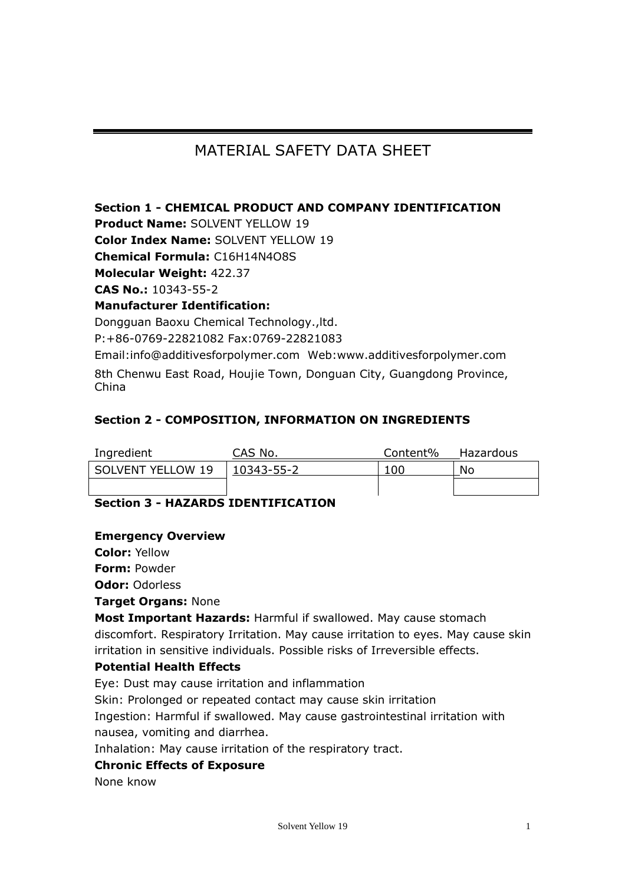# MATERIAL SAFETY DATA SHEET

**Section 1 - CHEMICAL PRODUCT AND COMPANY IDENTIFICATION**

**Product Name:** SOLVENT YELLOW 19

**Color Index Name:** SOLVENT YELLOW 19

**Chemical Formula:** $C_{16}H_{14}N_4O_8S$

**Molecular Weight:** 422.37

**CAS No.:** 10343-55-2

**Manufacturer Identification:**

Dongguan Baoxu Chemical Technology.,ltd.

P:+86-0769-22821082 Fax:0769-22821083

Email:info@additivesforpolymer.com Web:www.additivesforpolymer.com

8th Chenwu East Road, Houjie Town, Donguan City, Guangdong Province, China

**Section 2 - COMPOSITION, INFORMATION ON INGREDIENTS**

| Ingredient | CAS No. | Content% | Hazardous |
|---|---|---|---|
| SOLVENT YELLOW 19 | 10343-55-2 | 100 | No |
| | | | |

**Section 3 - HAZARDS IDENTIFICATION**

**Emergency Overview**

**Color:** Yellow

**Form:** Powder

**Odor:** Odorless

**Target Organs:** None

**Most Important Hazards:** Harmful if swallowed. May cause stomach discomfort. Respiratory Irritation. May cause irritation to eyes. May cause skin irritation in sensitive individuals. Possible risks of Irreversible effects.

**Potential Health Effects**

Eye: Dust may cause irritation and inflammation

Skin: Prolonged or repeated contact may cause skin irritation

Ingestion: Harmful if swallowed. May cause gastrointestinal irritation with nausea, vomiting and diarrhea.

Inhalation: May cause irritation of the respiratory tract.

**Chronic Effects of Exposure**

None know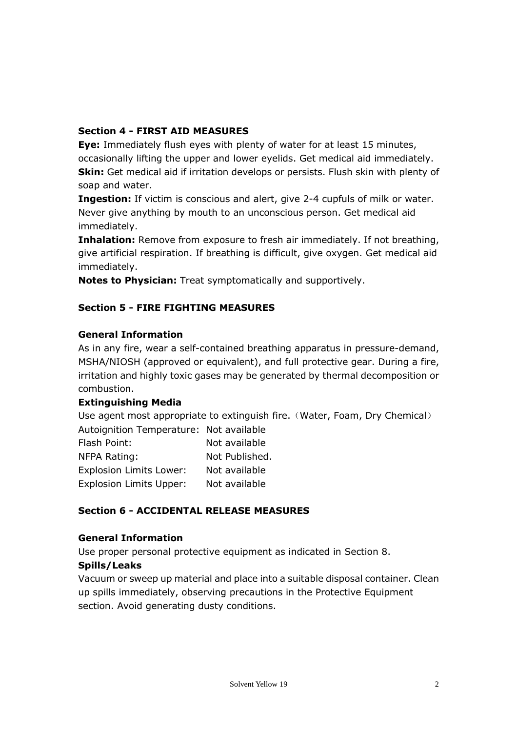## Section 4 - FIRST AID MEASURES

**Eye:** Immediately flush eyes with plenty of water for at least 15 minutes, occasionally lifting the upper and lower eyelids. Get medical aid immediately.
**Skin:** Get medical aid if irritation develops or persists. Flush skin with plenty of soap and water.
**Ingestion:** If victim is conscious and alert, give 2-4 cupfuls of milk or water. Never give anything by mouth to an unconscious person. Get medical aid immediately.
**Inhalation:** Remove from exposure to fresh air immediately. If not breathing, give artificial respiration. If breathing is difficult, give oxygen. Get medical aid immediately.
**Notes to Physician:** Treat symptomatically and supportively.

## Section 5 - FIRE FIGHTING MEASURES

### General Information

As in any fire, wear a self-contained breathing apparatus in pressure-demand, MSHA/NIOSH (approved or equivalent), and full protective gear. During a fire, irritation and highly toxic gases may be generated by thermal decomposition or combustion.

### Extinguishing Media

Use agent most appropriate to extinguish fire.（Water, Foam, Dry Chemical）

| | |
|---|---|
| Autoignition Temperature: | Not available |
| Flash Point: | Not available |
| NFPA Rating: | Not Published. |
| Explosion Limits Lower: | Not available |
| Explosion Limits Upper: | Not available |

## Section 6 - ACCIDENTAL RELEASE MEASURES

### General Information

Use proper personal protective equipment as indicated in Section 8.

### Spills/Leaks

Vacuum or sweep up material and place into a suitable disposal container. Clean up spills immediately, observing precautions in the Protective Equipment section. Avoid generating dusty conditions.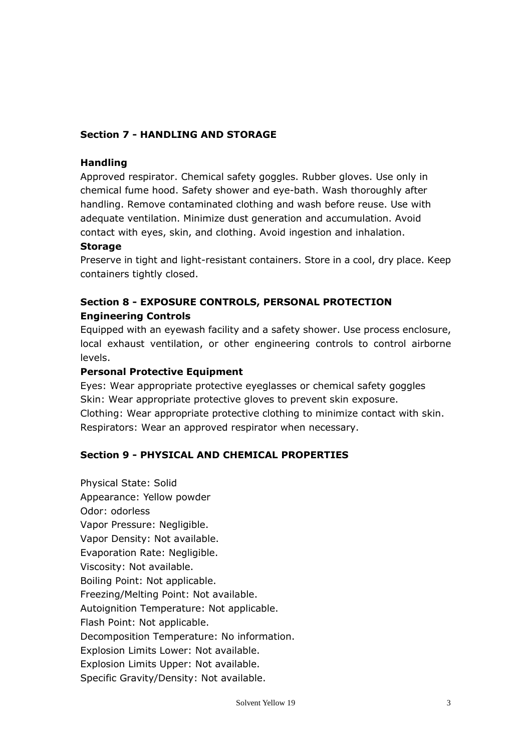## Section 7 - HANDLING AND STORAGE

**Handling**

Approved respirator. Chemical safety goggles. Rubber gloves. Use only in chemical fume hood. Safety shower and eye-bath. Wash thoroughly after handling. Remove contaminated clothing and wash before reuse. Use with adequate ventilation. Minimize dust generation and accumulation. Avoid contact with eyes, skin, and clothing. Avoid ingestion and inhalation.

**Storage**

Preserve in tight and light-resistant containers. Store in a cool, dry place. Keep containers tightly closed.

## Section 8 - EXPOSURE CONTROLS, PERSONAL PROTECTION

**Engineering Controls**

Equipped with an eyewash facility and a safety shower. Use process enclosure, local exhaust ventilation, or other engineering controls to control airborne levels.

**Personal Protective Equipment**

Eyes: Wear appropriate protective eyeglasses or chemical safety goggles
Skin: Wear appropriate protective gloves to prevent skin exposure.
Clothing: Wear appropriate protective clothing to minimize contact with skin.
Respirators: Wear an approved respirator when necessary.

## Section 9 - PHYSICAL AND CHEMICAL PROPERTIES

Physical State: Solid
Appearance: Yellow powder
Odor: odorless
Vapor Pressure: Negligible.
Vapor Density: Not available.
Evaporation Rate: Negligible.
Viscosity: Not available.
Boiling Point: Not applicable.
Freezing/Melting Point: Not available.
Autoignition Temperature: Not applicable.
Flash Point: Not applicable.
Decomposition Temperature: No information.
Explosion Limits Lower: Not available.
Explosion Limits Upper: Not available.
Specific Gravity/Density: Not available.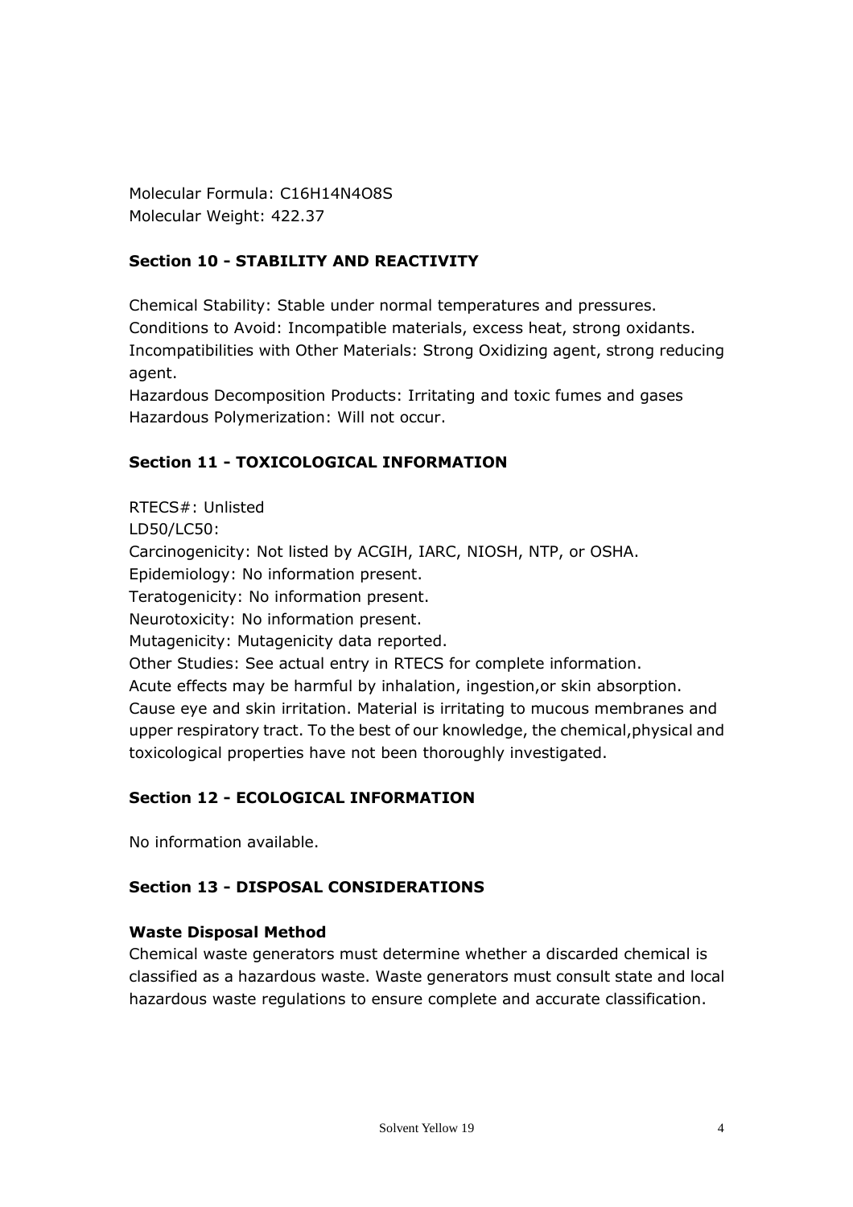Molecular Formula: $C_{16}H_{14}N_4O_8S$
Molecular Weight: 422.37

## Section 10 - STABILITY AND REACTIVITY

Chemical Stability: Stable under normal temperatures and pressures.
Conditions to Avoid: Incompatible materials, excess heat, strong oxidants.
Incompatibilities with Other Materials: Strong Oxidizing agent, strong reducing agent.
Hazardous Decomposition Products: Irritating and toxic fumes and gases
Hazardous Polymerization: Will not occur.

## Section 11 - TOXICOLOGICAL INFORMATION

RTECS#: Unlisted
LD50/LC50:
Carcinogenicity: Not listed by ACGIH, IARC, NIOSH, NTP, or OSHA.
Epidemiology: No information present.
Teratogenicity: No information present.
Neurotoxicity: No information present.
Mutagenicity: Mutagenicity data reported.
Other Studies: See actual entry in RTECS for complete information.
Acute effects may be harmful by inhalation, ingestion,or skin absorption.
Cause eye and skin irritation. Material is irritating to mucous membranes and upper respiratory tract. To the best of our knowledge, the chemical,physical and toxicological properties have not been thoroughly investigated.

## Section 12 - ECOLOGICAL INFORMATION

No information available.

## Section 13 - DISPOSAL CONSIDERATIONS

### Waste Disposal Method

Chemical waste generators must determine whether a discarded chemical is classified as a hazardous waste. Waste generators must consult state and local hazardous waste regulations to ensure complete and accurate classification.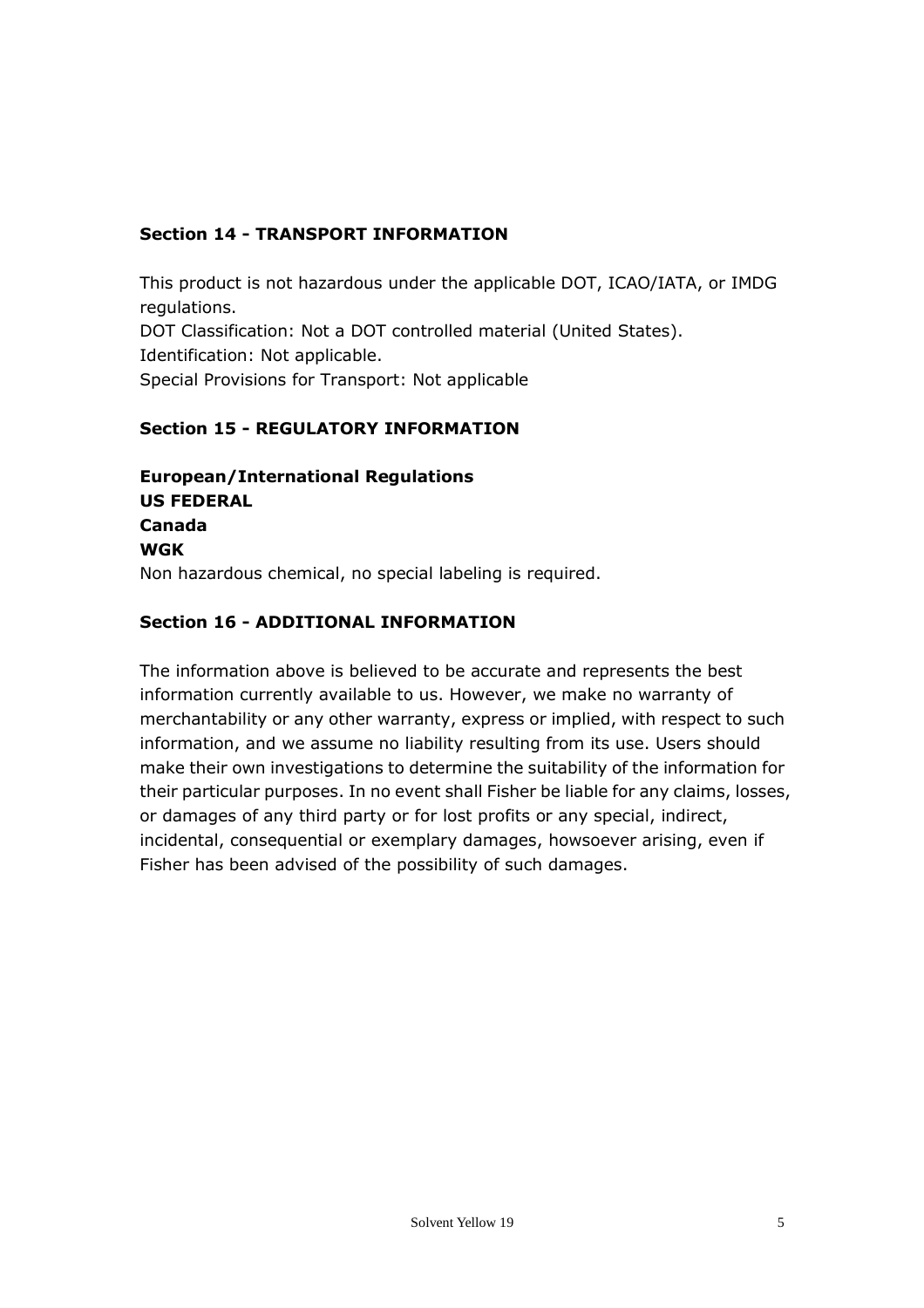## Section 14 - TRANSPORT INFORMATION

This product is not hazardous under the applicable DOT, ICAO/IATA, or IMDG regulations.
DOT Classification: Not a DOT controlled material (United States).
Identification: Not applicable.
Special Provisions for Transport: Not applicable

## Section 15 - REGULATORY INFORMATION

**European/International Regulations**
**US FEDERAL**
**Canada**
**WGK**
Non hazardous chemical, no special labeling is required.

## Section 16 - ADDITIONAL INFORMATION

The information above is believed to be accurate and represents the best information currently available to us. However, we make no warranty of merchantability or any other warranty, express or implied, with respect to such information, and we assume no liability resulting from its use. Users should make their own investigations to determine the suitability of the information for their particular purposes. In no event shall Fisher be liable for any claims, losses, or damages of any third party or for lost profits or any special, indirect, incidental, consequential or exemplary damages, howsoever arising, even if Fisher has been advised of the possibility of such damages.